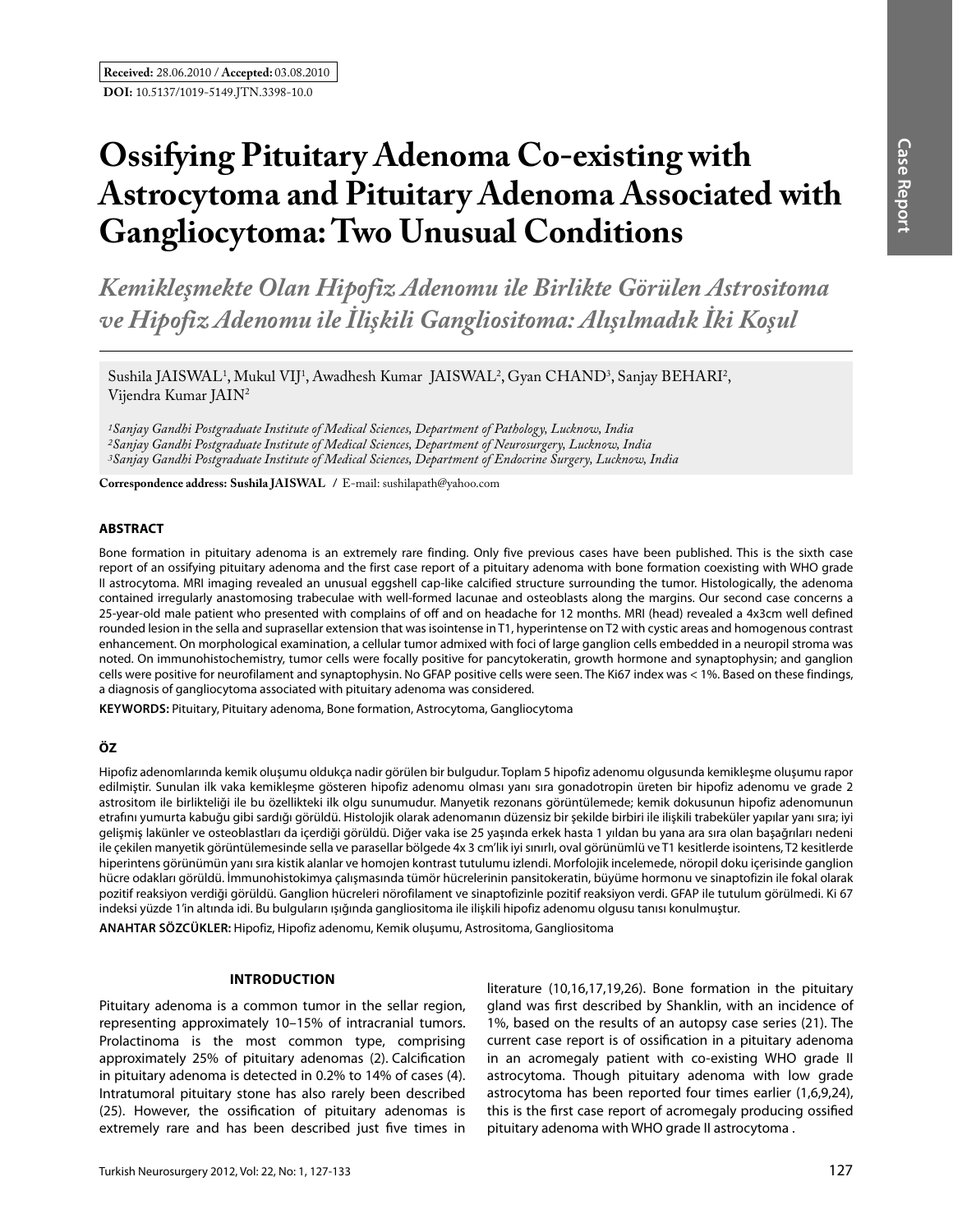**Received:** 28.06.2010 / **Accepted:** 03.08.2010

**DOI:** 10.5137/1019-5149.JTN.3398-10.0

# Ossifying Pituitary Adenoma Co-existing with Astrocytoma and Pituitary Adenoma Associated with Gangliocytoma: Two Unusual Conditions

## *Kemikleşmekte Olan Hipofiz Adenomu ile Birlikte Görülen Astrositoma ve Hipofiz Adenomu ile İlişkili Gangliositoma: Alışılmadık İki Koşul*

Sushila JAISWAL[1], Mukul VIJ[1], Awadhesh Kumar JAISWAL[2], Gyan CHAND[3], Sanjay BEHARI[2], Vijendra Kumar JAIN[2]

*[1]Sanjay Gandhi Postgraduate Institute of Medical Sciences, Department of Pathology, Lucknow, India*
*[2]Sanjay Gandhi Postgraduate Institute of Medical Sciences, Department of Neurosurgery, Lucknow, India*
*[3]Sanjay Gandhi Postgraduate Institute of Medical Sciences, Department of Endocrine Surgery, Lucknow, India*

**Correspondence address: Sushila JAISWAL** / E-mail: sushilapath@yahoo.com

## ABSTRACT

Bone formation in pituitary adenoma is an extremely rare finding. Only five previous cases have been published. This is the sixth case report of an ossifying pituitary adenoma and the first case report of a pituitary adenoma with bone formation coexisting with WHO grade II astrocytoma. MRI imaging revealed an unusual eggshell cap-like calcified structure surrounding the tumor. Histologically, the adenoma contained irregularly anastomosing trabeculae with well-formed lacunae and osteoblasts along the margins. Our second case concerns a 25-year-old male patient who presented with complains of off and on headache for 12 months. MRI (head) revealed a 4x3cm well defined rounded lesion in the sella and suprasellar extension that was isointense in T1, hyperintense on T2 with cystic areas and homogenous contrast enhancement. On morphological examination, a cellular tumor admixed with foci of large ganglion cells embedded in a neuropil stroma was noted. On immunohistochemistry, tumor cells were focally positive for pancytokeratin, growth hormone and synaptophysin; and ganglion cells were positive for neurofilament and synaptophysin. No GFAP positive cells were seen. The Ki67 index was < 1%. Based on these findings, a diagnosis of gangliocytoma associated with pituitary adenoma was considered.

**KEYWORDS:** Pituitary, Pituitary adenoma, Bone formation, Astrocytoma, Gangliocytoma

## ÖZ

Hipofiz adenomlarında kemik oluşumu oldukça nadir görülen bir bulgudur. Toplam 5 hipofiz adenomu olgusunda kemikleşme oluşumu rapor edilmiştir. Sunulan ilk vaka kemikleşme gösteren hipofiz adenomu olması yanı sıra gonadotropin üreten bir hipofiz adenomu ve grade 2 astrositom ile birlikteliği ile bu özellikteki ilk olgu sunumudur. Manyetik rezonans görüntülemede; kemik dokusunun hipofiz adenomunun etrafını yumurta kabuğu gibi sardığı görüldü. Histolojik olarak adenomanın düzensiz bir şekilde birbiri ile ilişkili trabeküler yapılar yanı sıra; iyi gelişmiş lakünler ve osteoblastları da içerdiği görüldü. Diğer vaka ise 25 yaşında erkek hasta 1 yıldan bu yana ara sıra olan başağrıları nedeni ile çekilen manyetik görüntülemesinde sella ve parasellar bölgede 4x 3 cm'lik iyi sınırlı, oval görünümlü ve T1 kesitlerde isointens, T2 kesitlerde hiperintens görünümün yanı sıra kistik alanlar ve homojen kontrast tutulumu izlendi. Morfolojik incelemede, nöropil doku içerisinde ganglion hücre odakları görüldü. İmmunohistokimya çalışmasında tümör hücrelerinin pansitokeratin, büyüme hormonu ve sinaptofizin ile fokal olarak pozitif reaksiyon verdiği görüldü. Ganglion hücreleri nörofilament ve sinaptofizinle pozitif reaksiyon verdi. GFAP ile tutulum görülmedi. Ki 67 indeksi yüzde 1'in altında idi. Bu bulguların ışığında gangliositoma ile ilişkili hipofiz adenomu olgusu tanısı konulmuştur.

**ANAHTAR SÖZCÜKLER:** Hipofiz, Hipofiz adenomu, Kemik oluşumu, Astrositoma, Gangliositoma

## INTRODUCTION

Pituitary adenoma is a common tumor in the sellar region, representing approximately 10–15% of intracranial tumors. Prolactinoma is the most common type, comprising approximately 25% of pituitary adenomas (2). Calcification in pituitary adenoma is detected in 0.2% to 14% of cases (4). Intratumoral pituitary stone has also rarely been described (25). However, the ossification of pituitary adenomas is extremely rare and has been described just five times in literature (10,16,17,19,26). Bone formation in the pituitary gland was first described by Shanklin, with an incidence of 1%, based on the results of an autopsy case series (21). The current case report is of ossification in a pituitary adenoma in an acromegaly patient with co-existing WHO grade II astrocytoma. Though pituitary adenoma with low grade astrocytoma has been reported four times earlier (1,6,9,24), this is the first case report of acromegaly producing ossified pituitary adenoma with WHO grade II astrocytoma .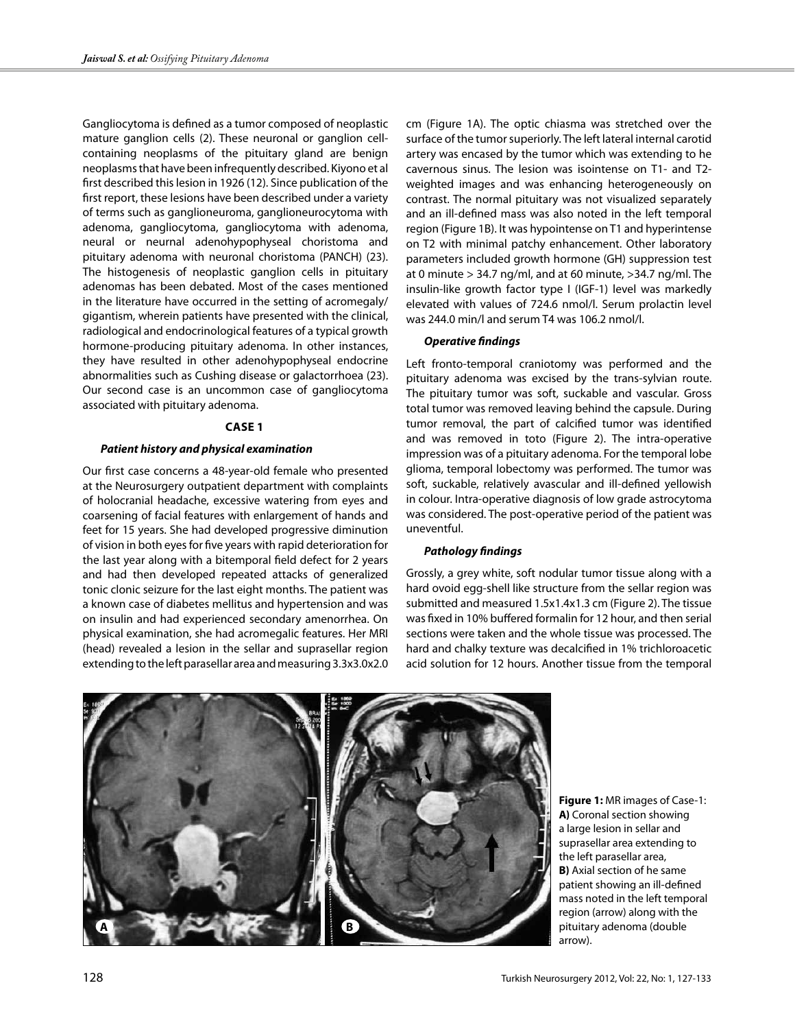Gangliocytoma is defined as a tumor composed of neoplastic mature ganglion cells (2). These neuronal or ganglion cell-containing neoplasms of the pituitary gland are benign neoplasms that have been infrequently described. Kiyono et al first described this lesion in 1926 (12). Since publication of the first report, these lesions have been described under a variety of terms such as ganglioneuroma, ganglioneurocytoma with adenoma, gangliocytoma, gangliocytoma with adenoma, neural or neurnal adenohypophyseal choristoma and pituitary adenoma with neuronal choristoma (PANCH) (23). The histogenesis of neoplastic ganglion cells in pituitary adenomas has been debated. Most of the cases mentioned in the literature have occurred in the setting of acromegaly/gigantism, wherein patients have presented with the clinical, radiological and endocrinological features of a typical growth hormone-producing pituitary adenoma. In other instances, they have resulted in other adenohypophyseal endocrine abnormalities such as Cushing disease or galactorrhoea (23). Our second case is an uncommon case of gangliocytoma associated with pituitary adenoma.

## CASE 1

### *Patient history and physical examination*

Our first case concerns a 48-year-old female who presented at the Neurosurgery outpatient department with complaints of holocranial headache, excessive watering from eyes and coarsening of facial features with enlargement of hands and feet for 15 years. She had developed progressive diminution of vision in both eyes for five years with rapid deterioration for the last year along with a bitemporal field defect for 2 years and had then developed repeated attacks of generalized tonic clonic seizure for the last eight months. The patient was a known case of diabetes mellitus and hypertension and was on insulin and had experienced secondary amenorrhea. On physical examination, she had acromegalic features. Her MRI (head) revealed a lesion in the sellar and suprasellar region extending to the left parasellar area and measuring 3.3x3.0x2.0 cm (Figure 1A). The optic chiasma was stretched over the surface of the tumor superiorly. The left lateral internal carotid artery was encased by the tumor which was extending to he cavernous sinus. The lesion was isointense on T1- and T2-weighted images and was enhancing heterogeneously on contrast. The normal pituitary was not visualized separately and an ill-defined mass was also noted in the left temporal region (Figure 1B). It was hypointense on T1 and hyperintense on T2 with minimal patchy enhancement. Other laboratory parameters included growth hormone (GH) suppression test at 0 minute > 34.7 ng/ml, and at 60 minute, >34.7 ng/ml. The insulin-like growth factor type I (IGF-1) level was markedly elevated with values of 724.6 nmol/l. Serum prolactin level was 244.0 min/l and serum T4 was 106.2 nmol/l.

### *Operative findings*

Left fronto-temporal craniotomy was performed and the pituitary adenoma was excised by the trans-sylvian route. The pituitary tumor was soft, suckable and vascular. Gross total tumor was removed leaving behind the capsule. During tumor removal, the part of calcified tumor was identified and was removed in toto (Figure 2). The intra-operative impression was of a pituitary adenoma. For the temporal lobe glioma, temporal lobectomy was performed. The tumor was soft, suckable, relatively avascular and ill-defined yellowish in colour. Intra-operative diagnosis of low grade astrocytoma was considered. The post-operative period of the patient was uneventful.

### *Pathology findings*

Grossly, a grey white, soft nodular tumor tissue along with a hard ovoid egg-shell like structure from the sellar region was submitted and measured 1.5x1.4x1.3 cm (Figure 2). The tissue was fixed in 10% buffered formalin for 12 hour, and then serial sections were taken and the whole tissue was processed. The hard and chalky texture was decalcified in 1% trichloroacetic acid solution for 12 hours. Another tissue from the temporal

**Figure 1:** MR images of Case-1: **A)** Coronal section showing a large lesion in sellar and suprasellar area extending to the left parasellar area, **B)** Axial section of he same patient showing an ill-defined mass noted in the left temporal region (arrow) along with the pituitary adenoma (double arrow).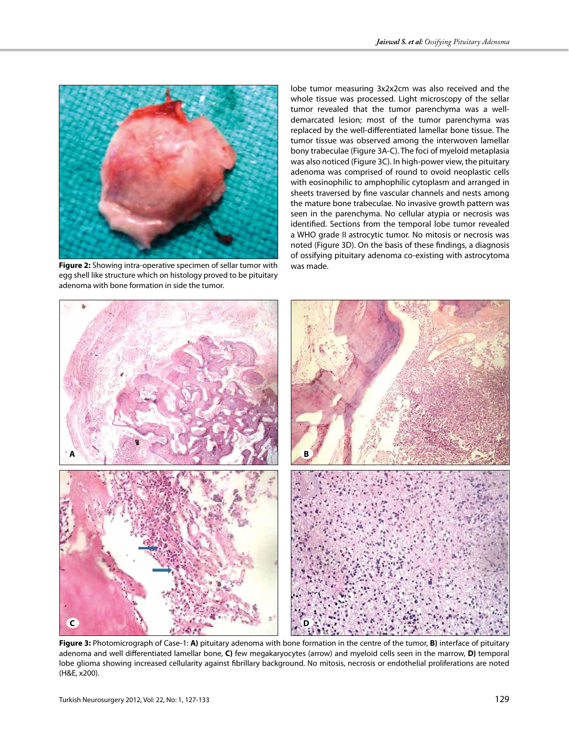Figure 2: Showing intra-operative specimen of sellar tumor with egg shell like structure which on histology proved to be pituitary adenoma with bone formation in side the tumor.

lobe tumor measuring 3x2x2cm was also received and the whole tissue was processed. Light microscopy of the sellar tumor revealed that the tumor parenchyma was a well-demarcated lesion; most of the tumor parenchyma was replaced by the well-differentiated lamellar bone tissue. The tumor tissue was observed among the interwoven lamellar bony trabeculae (Figure 3A-C). The foci of myeloid metaplasia was also noticed (Figure 3C). In high-power view, the pituitary adenoma was comprised of round to ovoid neoplastic cells with eosinophilic to amphophilic cytoplasm and arranged in sheets traversed by fine vascular channels and nests among the mature bone trabeculae. No invasive growth pattern was seen in the parenchyma. No cellular atypia or necrosis was identified. Sections from the temporal lobe tumor revealed a WHO grade II astrocytic tumor. No mitosis or necrosis was noted (Figure 3D). On the basis of these findings, a diagnosis of ossifying pituitary adenoma co-existing with astrocytoma was made.

**Figure 3:** Photomicrograph of Case-1: **A)** pituitary adenoma with bone formation in the centre of the tumor, **B)** interface of pituitary adenoma and well differentiated lamellar bone, **C)** few megakaryocytes (arrow) and myeloid cells seen in the marrow, **D)** temporal lobe glioma showing increased cellularity against fibrillary background. No mitosis, necrosis or endothelial proliferations are noted (H&E, x200).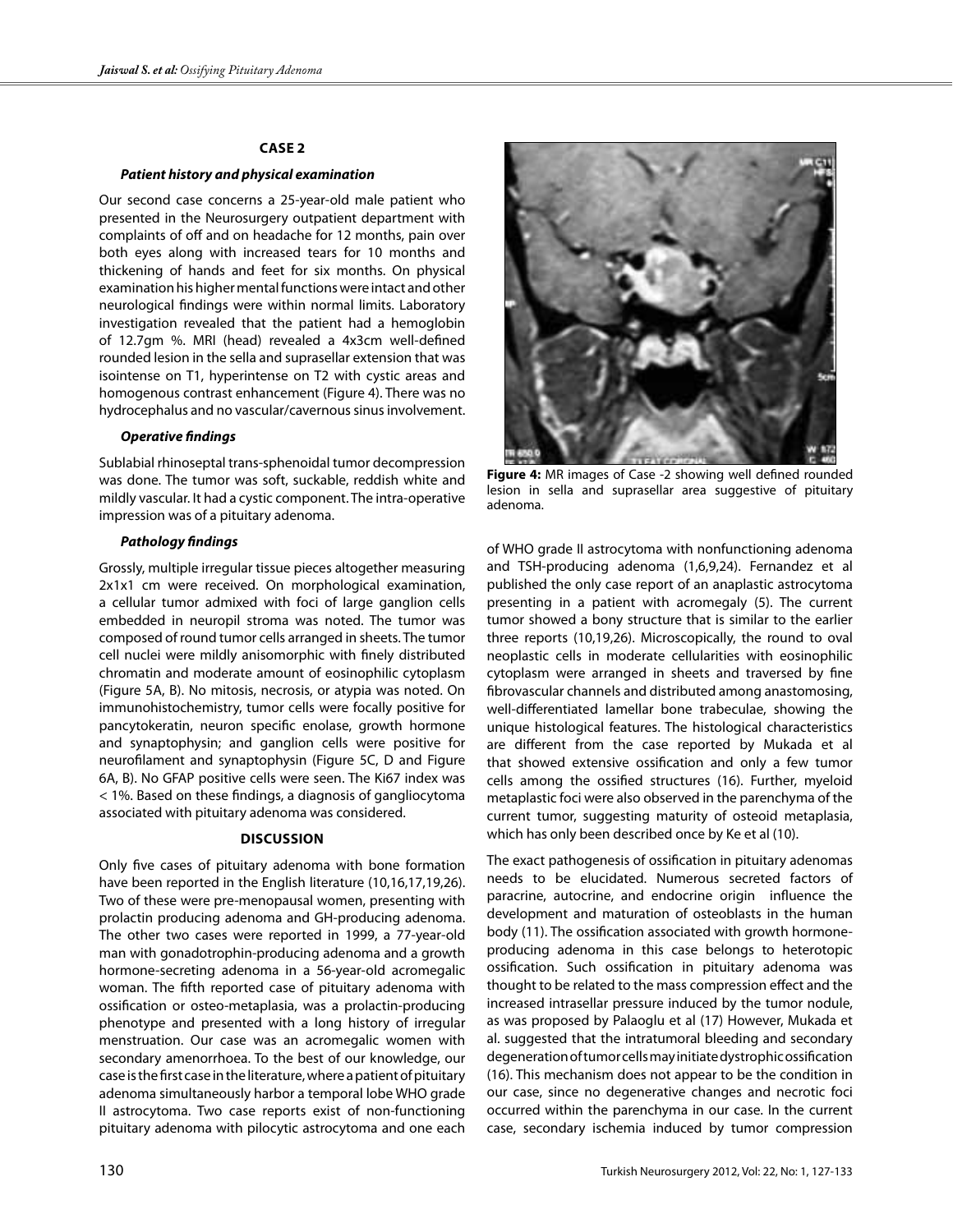## CASE 2

### *Patient history and physical examination*

Our second case concerns a 25-year-old male patient who presented in the Neurosurgery outpatient department with complaints of off and on headache for 12 months, pain over both eyes along with increased tears for 10 months and thickening of hands and feet for six months. On physical examination his higher mental functions were intact and other neurological findings were within normal limits. Laboratory investigation revealed that the patient had a hemoglobin of 12.7gm %. MRI (head) revealed a 4x3cm well-defined rounded lesion in the sella and suprasellar extension that was isointense on T1, hyperintense on T2 with cystic areas and homogenous contrast enhancement (Figure 4). There was no hydrocephalus and no vascular/cavernous sinus involvement.

### *Operative findings*

Sublabial rhinoseptal trans-sphenoidal tumor decompression was done. The tumor was soft, suckable, reddish white and mildly vascular. It had a cystic component. The intra-operative impression was of a pituitary adenoma.

### *Pathology findings*

Grossly, multiple irregular tissue pieces altogether measuring 2x1x1 cm were received. On morphological examination, a cellular tumor admixed with foci of large ganglion cells embedded in neuropil stroma was noted. The tumor was composed of round tumor cells arranged in sheets. The tumor cell nuclei were mildly anisomorphic with finely distributed chromatin and moderate amount of eosinophilic cytoplasm (Figure 5A, B). No mitosis, necrosis, or atypia was noted. On immunohistochemistry, tumor cells were focally positive for pancytokeratin, neuron specific enolase, growth hormone and synaptophysin; and ganglion cells were positive for neurofilament and synaptophysin (Figure 5C, D and Figure 6A, B). No GFAP positive cells were seen. The Ki67 index was < 1%. Based on these findings, a diagnosis of gangliocytoma associated with pituitary adenoma was considered.

**Figure 4:** MR images of Case -2 showing well defined rounded lesion in sella and suprasellar area suggestive of pituitary adenoma.

## DISCUSSION

Only five cases of pituitary adenoma with bone formation have been reported in the English literature (10,16,17,19,26). Two of these were pre-menopausal women, presenting with prolactin producing adenoma and GH-producing adenoma. The other two cases were reported in 1999, a 77-year-old man with gonadotrophin-producing adenoma and a growth hormone-secreting adenoma in a 56-year-old acromegalic woman. The fifth reported case of pituitary adenoma with ossification or osteo-metaplasia, was a prolactin-producing phenotype and presented with a long history of irregular menstruation. Our case was an acromegalic women with secondary amenorrhoea. To the best of our knowledge, our case is the first case in the literature, where a patient of pituitary adenoma simultaneously harbor a temporal lobe WHO grade II astrocytoma. Two case reports exist of non-functioning pituitary adenoma with pilocytic astrocytoma and one each of WHO grade II astrocytoma with nonfunctioning adenoma and TSH-producing adenoma (1,6,9,24). Fernandez et al published the only case report of an anaplastic astrocytoma presenting in a patient with acromegaly (5). The current tumor showed a bony structure that is similar to the earlier three reports (10,19,26). Microscopically, the round to oval neoplastic cells in moderate cellularities with eosinophilic cytoplasm were arranged in sheets and traversed by fine fibrovascular channels and distributed among anastomosing, well-differentiated lamellar bone trabeculae, showing the unique histological features. The histological characteristics are different from the case reported by Mukada et al that showed extensive ossification and only a few tumor cells among the ossified structures (16). Further, myeloid metaplastic foci were also observed in the parenchyma of the current tumor, suggesting maturity of osteoid metaplasia, which has only been described once by Ke et al (10).

The exact pathogenesis of ossification in pituitary adenomas needs to be elucidated. Numerous secreted factors of paracrine, autocrine, and endocrine origin influence the development and maturation of osteoblasts in the human body (11). The ossification associated with growth hormone-producing adenoma in this case belongs to heterotopic ossification. Such ossification in pituitary adenoma was thought to be related to the mass compression effect and the increased intrasellar pressure induced by the tumor nodule, as was proposed by Palaoglu et al (17) However, Mukada et al. suggested that the intratumoral bleeding and secondary degeneration of tumor cells may initiate dystrophic ossification (16). This mechanism does not appear to be the condition in our case, since no degenerative changes and necrotic foci occurred within the parenchyma in our case. In the current case, secondary ischemia induced by tumor compression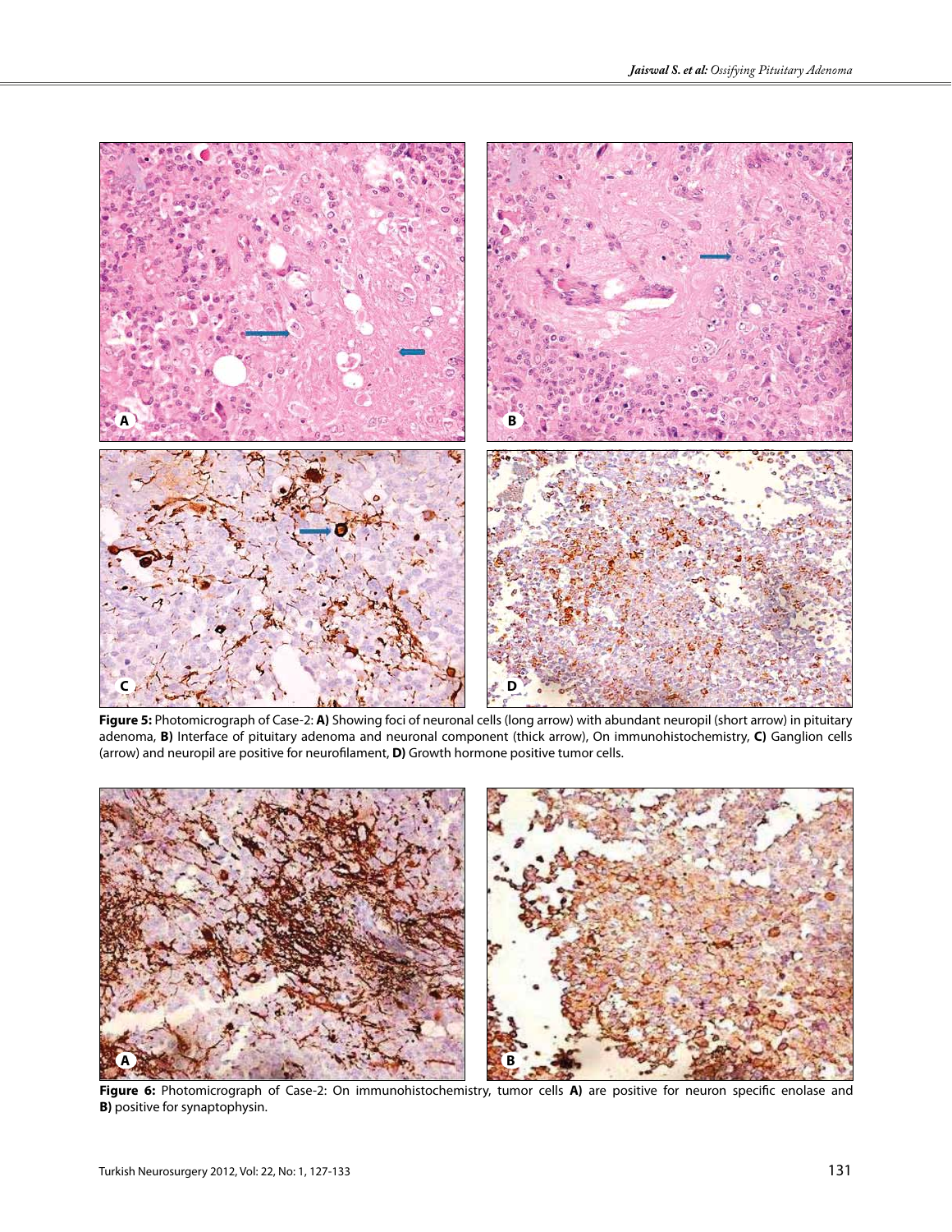**Figure 5:** Photomicrograph of Case-2: **A)** Showing foci of neuronal cells (long arrow) with abundant neuropil (short arrow) in pituitary adenoma, **B)** Interface of pituitary adenoma and neuronal component (thick arrow), On immunohistochemistry, **C)** Ganglion cells (arrow) and neuropil are positive for neurofilament, **D)** Growth hormone positive tumor cells.

**Figure 6:** Photomicrograph of Case-2: On immunohistochemistry, tumor cells **A)** are positive for neuron specific enolase and **B)** positive for synaptophysin.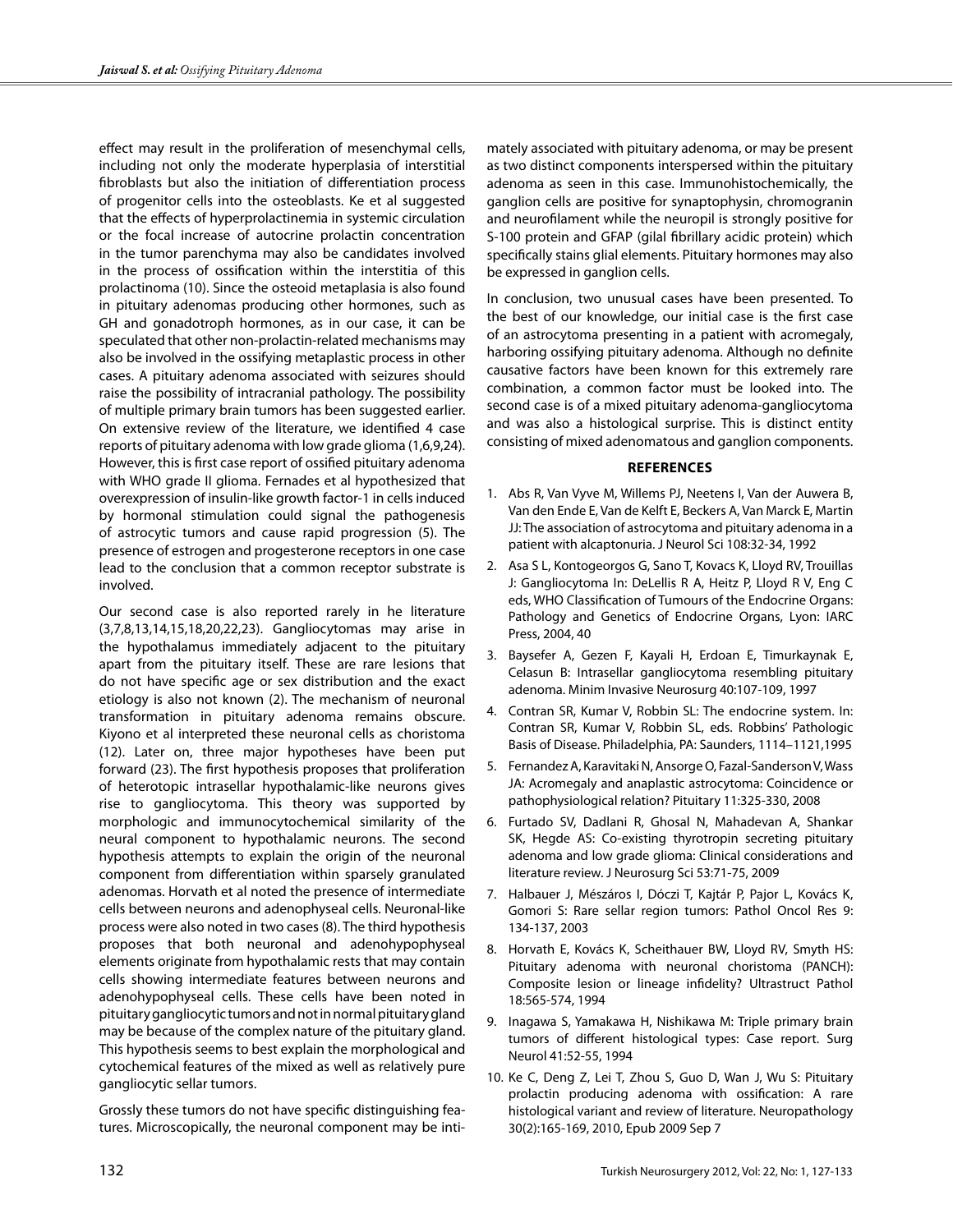effect may result in the proliferation of mesenchymal cells, including not only the moderate hyperplasia of interstitial fibroblasts but also the initiation of differentiation process of progenitor cells into the osteoblasts. Ke et al suggested that the effects of hyperprolactinemia in systemic circulation or the focal increase of autocrine prolactin concentration in the tumor parenchyma may also be candidates involved in the process of ossification within the interstitia of this prolactinoma (10). Since the osteoid metaplasia is also found in pituitary adenomas producing other hormones, such as GH and gonadotroph hormones, as in our case, it can be speculated that other non-prolactin-related mechanisms may also be involved in the ossifying metaplastic process in other cases. A pituitary adenoma associated with seizures should raise the possibility of intracranial pathology. The possibility of multiple primary brain tumors has been suggested earlier. On extensive review of the literature, we identified 4 case reports of pituitary adenoma with low grade glioma (1,6,9,24). However, this is first case report of ossified pituitary adenoma with WHO grade II glioma. Fernades et al hypothesized that overexpression of insulin-like growth factor-1 in cells induced by hormonal stimulation could signal the pathogenesis of astrocytic tumors and cause rapid progression (5). The presence of estrogen and progesterone receptors in one case lead to the conclusion that a common receptor substrate is involved.

Our second case is also reported rarely in he literature (3,7,8,13,14,15,18,20,22,23). Gangliocytomas may arise in the hypothalamus immediately adjacent to the pituitary apart from the pituitary itself. These are rare lesions that do not have specific age or sex distribution and the exact etiology is also not known (2). The mechanism of neuronal transformation in pituitary adenoma remains obscure. Kiyono et al interpreted these neuronal cells as choristoma (12). Later on, three major hypotheses have been put forward (23). The first hypothesis proposes that proliferation of heterotopic intrasellar hypothalamic-like neurons gives rise to gangliocytoma. This theory was supported by morphologic and immunocytochemical similarity of the neural component to hypothalamic neurons. The second hypothesis attempts to explain the origin of the neuronal component from differentiation within sparsely granulated adenomas. Horvath et al noted the presence of intermediate cells between neurons and adenophyseal cells. Neuronal-like process were also noted in two cases (8). The third hypothesis proposes that both neuronal and adenohypophyseal elements originate from hypothalamic rests that may contain cells showing intermediate features between neurons and adenohypophyseal cells. These cells have been noted in pituitary gangliocytic tumors and not in normal pituitary gland may be because of the complex nature of the pituitary gland. This hypothesis seems to best explain the morphological and cytochemical features of the mixed as well as relatively pure gangliocytic sellar tumors.

Grossly these tumors do not have specific distinguishing features. Microscopically, the neuronal component may be intimately associated with pituitary adenoma, or may be present as two distinct components interspersed within the pituitary adenoma as seen in this case. Immunohistochemically, the ganglion cells are positive for synaptophysin, chromogranin and neurofilament while the neuropil is strongly positive for S-100 protein and GFAP (gilal fibrillary acidic protein) which specifically stains glial elements. Pituitary hormones may also be expressed in ganglion cells.

In conclusion, two unusual cases have been presented. To the best of our knowledge, our initial case is the first case of an astrocytoma presenting in a patient with acromegaly, harboring ossifying pituitary adenoma. Although no definite causative factors have been known for this extremely rare combination, a common factor must be looked into. The second case is of a mixed pituitary adenoma-gangliocytoma and was also a histological surprise. This is distinct entity consisting of mixed adenomatous and ganglion components.

## REFERENCES

1. Abs R, Van Vyve M, Willems PJ, Neetens I, Van der Auwera B, Van den Ende E, Van de Kelft E, Beckers A, Van Marck E, Martin JJ: The association of astrocytoma and pituitary adenoma in a patient with alcaptonuria. J Neurol Sci 108:32-34, 1992
2. Asa S L, Kontogeorgos G, Sano T, Kovacs K, Lloyd RV, Trouillas J: Gangliocytoma In: DeLellis R A, Heitz P, Lloyd R V, Eng C eds, WHO Classification of Tumours of the Endocrine Organs: Pathology and Genetics of Endocrine Organs, Lyon: IARC Press, 2004, 40
3. Baysefer A, Gezen F, Kayali H, Erdoan E, Timurkaynak E, Celasun B: Intrasellar gangliocytoma resembling pituitary adenoma. Minim Invasive Neurosurg 40:107-109, 1997
4. Contran SR, Kumar V, Robbin SL: The endocrine system. In: Contran SR, Kumar V, Robbin SL, eds. Robbins' Pathologic Basis of Disease. Philadelphia, PA: Saunders, 1114–1121,1995
5. Fernandez A, Karavitaki N, Ansorge O, Fazal-Sanderson V, Wass JA: Acromegaly and anaplastic astrocytoma: Coincidence or pathophysiological relation? Pituitary 11:325-330, 2008
6. Furtado SV, Dadlani R, Ghosal N, Mahadevan A, Shankar SK, Hegde AS: Co-existing thyrotropin secreting pituitary adenoma and low grade glioma: Clinical considerations and literature review. J Neurosurg Sci 53:71-75, 2009
7. Halbauer J, Mészáros I, Dóczi T, Kajtár P, Pajor L, Kovács K, Gomori S: Rare sellar region tumors: Pathol Oncol Res 9: 134-137, 2003
8. Horvath E, Kovács K, Scheithauer BW, Lloyd RV, Smyth HS: Pituitary adenoma with neuronal choristoma (PANCH): Composite lesion or lineage infidelity? Ultrastruct Pathol 18:565-574, 1994
9. Inagawa S, Yamakawa H, Nishikawa M: Triple primary brain tumors of different histological types: Case report. Surg Neurol 41:52-55, 1994
10. Ke C, Deng Z, Lei T, Zhou S, Guo D, Wan J, Wu S: Pituitary prolactin producing adenoma with ossification: A rare histological variant and review of literature. Neuropathology 30(2):165-169, 2010, Epub 2009 Sep 7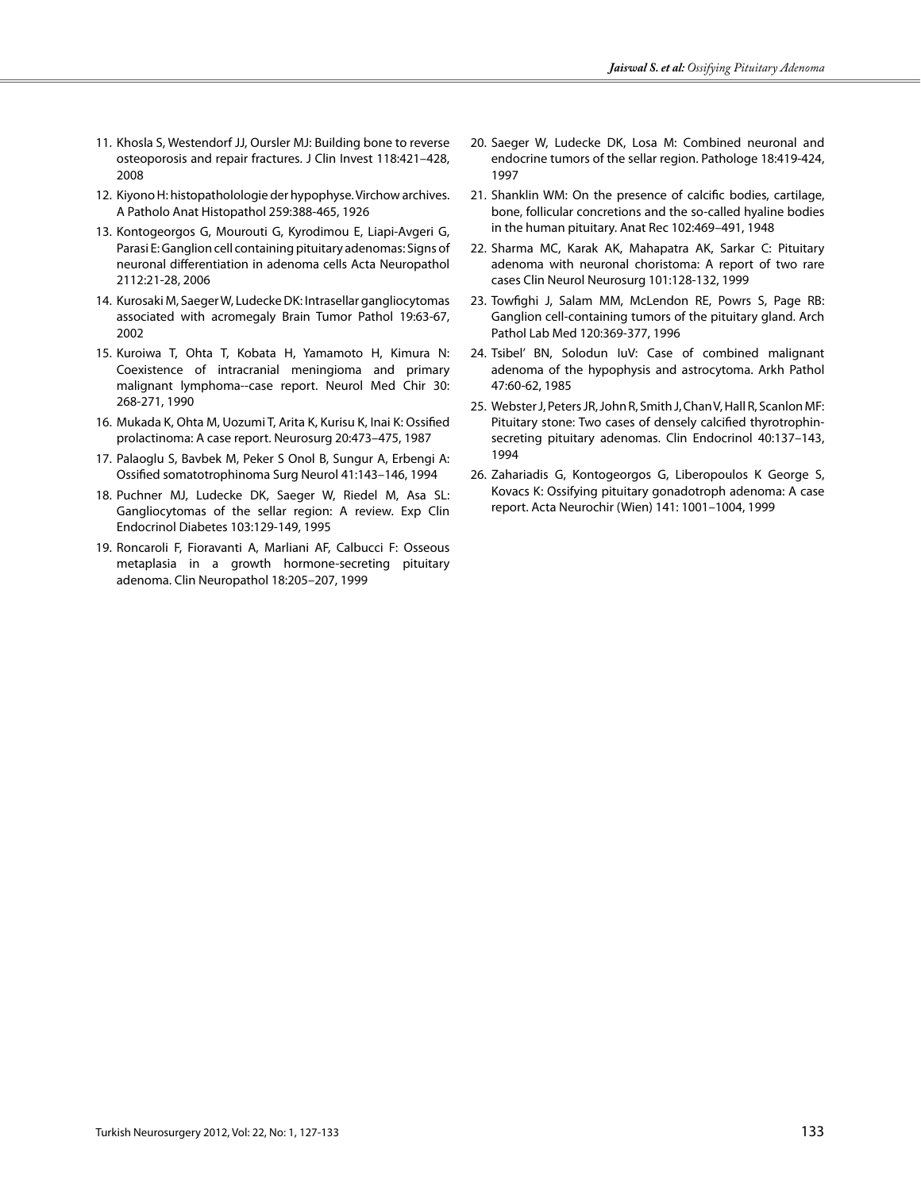11. Khosla S, Westendorf JJ, Oursler MJ: Building bone to reverse osteoporosis and repair fractures. J Clin Invest 118:421–428, 2008
12. Kiyono H: histopathologie der hypophyse. Virchow archives. A Patholo Anat Histopathol 259:388-465, 1926
13. Kontogeorgos G, Mourouti G, Kyrodimou E, Liapi-Avgeri G, Parasi E: Ganglion cell containing pituitary adenomas: Signs of neuronal differentiation in adenoma cells Acta Neuropathol 2112:21-28, 2006
14. Kurosaki M, Saeger W, Ludecke DK: Intrasellar gangliocytomas associated with acromegaly Brain Tumor Pathol 19:63-67, 2002
15. Kuroiwa T, Ohta T, Kobata H, Yamamoto H, Kimura N: Coexistence of intracranial meningioma and primary malignant lymphoma--case report. Neurol Med Chir 30: 268-271, 1990
16. Mukada K, Ohta M, Uozumi T, Arita K, Kurisu K, Inai K: Ossified prolactinoma: A case report. Neurosurg 20:473–475, 1987
17. Palaoglu S, Bavbek M, Peker S Onol B, Sungur A, Erbengi A: Ossified somatotrophinoma Surg Neurol 41:143–146, 1994
18. Puchner MJ, Ludecke DK, Saeger W, Riedel M, Asa SL: Gangliocytomas of the sellar region: A review. Exp Clin Endocrinol Diabetes 103:129-149, 1995
19. Roncaroli F, Fioravanti A, Marliani AF, Calbucci F: Osseous metaplasia in a growth hormone-secreting pituitary adenoma. Clin Neuropathol 18:205–207, 1999
20. Saeger W, Ludecke DK, Losa M: Combined neuronal and endocrine tumors of the sellar region. Pathologe 18:419-424, 1997
21. Shanklin WM: On the presence of calcific bodies, cartilage, bone, follicular concretions and the so-called hyaline bodies in the human pituitary. Anat Rec 102:469–491, 1948
22. Sharma MC, Karak AK, Mahapatra AK, Sarkar C: Pituitary adenoma with neuronal choristoma: A report of two rare cases Clin Neurol Neurosurg 101:128-132, 1999
23. Towfighi J, Salam MM, McLendon RE, Powrs S, Page RB: Ganglion cell-containing tumors of the pituitary gland. Arch Pathol Lab Med 120:369-377, 1996
24. Tsibel' BN, Solodun IuV: Case of combined malignant adenoma of the hypophysis and astrocytoma. Arkh Pathol 47:60-62, 1985
25. Webster J, Peters JR, John R, Smith J, Chan V, Hall R, Scanlon MF: Pituitary stone: Two cases of densely calcified thyrotrophin-secreting pituitary adenomas. Clin Endocrinol 40:137–143, 1994
26. Zahariadis G, Kontogeorgos G, Liberopoulos K George S, Kovacs K: Ossifying pituitary gonadotroph adenoma: A case report. Acta Neurochir (Wien) 141: 1001–1004, 1999